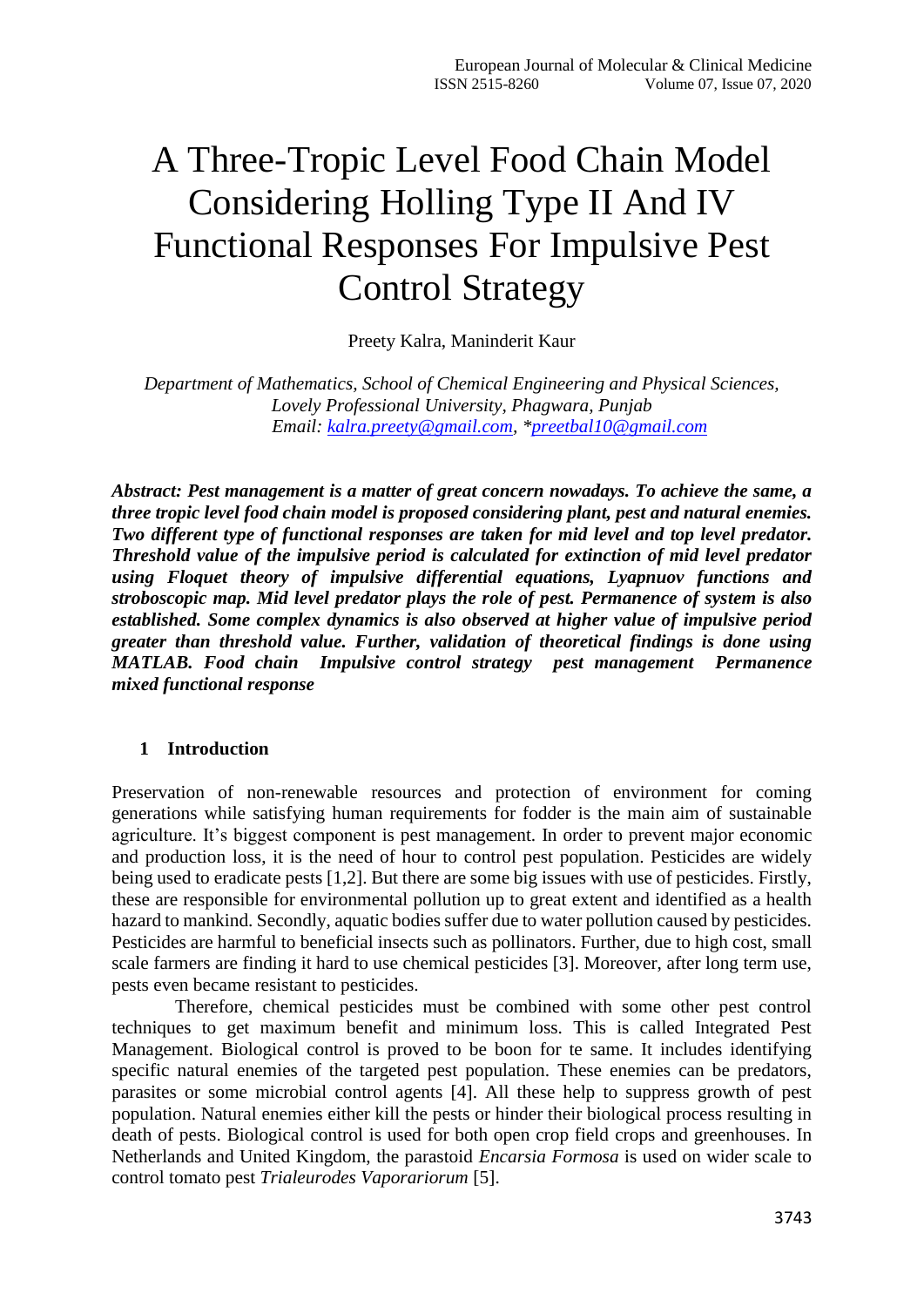# A Three-Tropic Level Food Chain Model Considering Holling Type II And IV Functional Responses For Impulsive Pest Control Strategy

Preety Kalra, Maninderit Kaur

*Department of Mathematics, School of Chemical Engineering and Physical Sciences, Lovely Professional University, Phagwara, Punjab*
*Email: kalra.preety@gmail.com, \*preetbal10@gmail.com*

***Abstract: Pest management is a matter of great concern nowadays. To achieve the same, a three tropic level food chain model is proposed considering plant, pest and natural enemies. Two different type of functional responses are taken for mid level and top level predator. Threshold value of the impulsive period is calculated for extinction of mid level predator using Floquet theory of impulsive differential equations, Lyapnuov functions and stroboscopic map. Mid level predator plays the role of pest. Permanence of system is also established. Some complex dynamics is also observed at higher value of impulsive period greater than threshold value. Further, validation of theoretical findings is done using MATLAB. Food chain Impulsive control strategy pest management Permanence mixed functional response***

## 1 Introduction

Preservation of non-renewable resources and protection of environment for coming generations while satisfying human requirements for fodder is the main aim of sustainable agriculture. It's biggest component is pest management. In order to prevent major economic and production loss, it is the need of hour to control pest population. Pesticides are widely being used to eradicate pests [1,2]. But there are some big issues with use of pesticides. Firstly, these are responsible for environmental pollution up to great extent and identified as a health hazard to mankind. Secondly, aquatic bodies suffer due to water pollution caused by pesticides. Pesticides are harmful to beneficial insects such as pollinators. Further, due to high cost, small scale farmers are finding it hard to use chemical pesticides [3]. Moreover, after long term use, pests even became resistant to pesticides.

Therefore, chemical pesticides must be combined with some other pest control techniques to get maximum benefit and minimum loss. This is called Integrated Pest Management. Biological control is proved to be boon for te same. It includes identifying specific natural enemies of the targeted pest population. These enemies can be predators, parasites or some microbial control agents [4]. All these help to suppress growth of pest population. Natural enemies either kill the pests or hinder their biological process resulting in death of pests. Biological control is used for both open crop field crops and greenhouses. In Netherlands and United Kingdom, the parastoid *Encarsia Formosa* is used on wider scale to control tomato pest *Trialeurodes Vaporariorum* [5].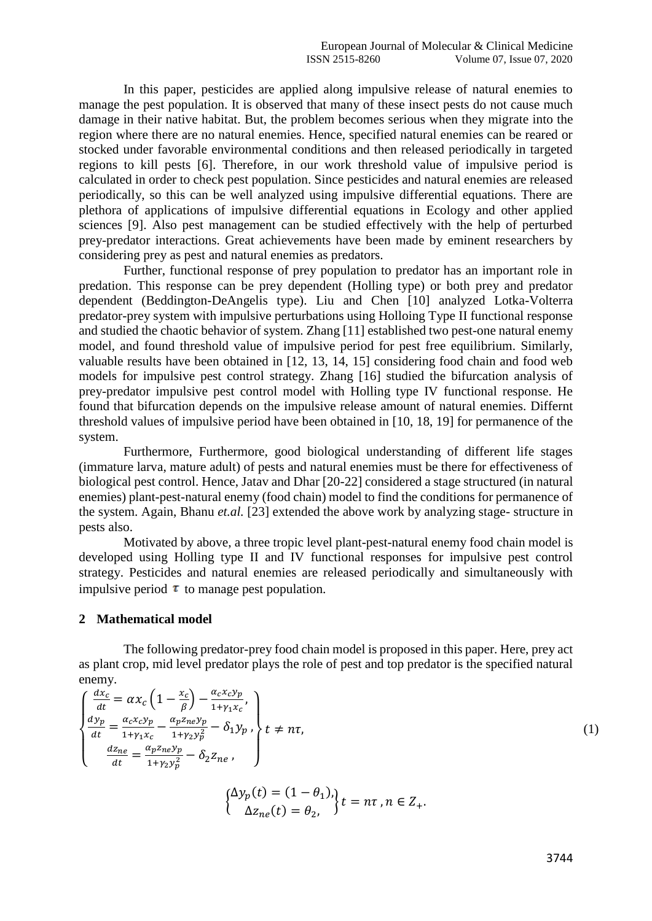In this paper, pesticides are applied along impulsive release of natural enemies to manage the pest population. It is observed that many of these insect pests do not cause much damage in their native habitat. But, the problem becomes serious when they migrate into the region where there are no natural enemies. Hence, specified natural enemies can be reared or stocked under favorable environmental conditions and then released periodically in targeted regions to kill pests [6]. Therefore, in our work threshold value of impulsive period is calculated in order to check pest population. Since pesticides and natural enemies are released periodically, so this can be well analyzed using impulsive differential equations. There are plethora of applications of impulsive differential equations in Ecology and other applied sciences [9]. Also pest management can be studied effectively with the help of perturbed prey-predator interactions. Great achievements have been made by eminent researchers by considering prey as pest and natural enemies as predators.

Further, functional response of prey population to predator has an important role in predation. This response can be prey dependent (Holling type) or both prey and predator dependent (Beddington-DeAngelis type). Liu and Chen [10] analyzed Lotka-Volterra predator-prey system with impulsive perturbations using Holloing Type II functional response and studied the chaotic behavior of system. Zhang [11] established two pest-one natural enemy model, and found threshold value of impulsive period for pest free equilibrium. Similarly, valuable results have been obtained in [12, 13, 14, 15] considering food chain and food web models for impulsive pest control strategy. Zhang [16] studied the bifurcation analysis of prey-predator impulsive pest control model with Holling type IV functional response. He found that bifurcation depends on the impulsive release amount of natural enemies. Differnt threshold values of impulsive period have been obtained in [10, 18, 19] for permanence of the system.

Furthermore, Furthermore, good biological understanding of different life stages (immature larva, mature adult) of pests and natural enemies must be there for effectiveness of biological pest control. Hence, Jatav and Dhar [20-22] considered a stage structured (in natural enemies) plant-pest-natural enemy (food chain) model to find the conditions for permanence of the system. Again, Bhanu *et.al.* [23] extended the above work by analyzing stage- structure in pests also.

Motivated by above, a three tropic level plant-pest-natural enemy food chain model is developed using Holling type II and IV functional responses for impulsive pest control strategy. Pesticides and natural enemies are released periodically and simultaneously with impulsive period $\tau$ to manage pest population.

## 2 Mathematical model

The following predator-prey food chain model is proposed in this paper. Here, prey act as plant crop, mid level predator plays the role of pest and top predator is the specified natural enemy.

$$
\left.\begin{cases}
\dfrac{dx_c}{dt} = \alpha x_c\left(1 - \dfrac{x_c}{\beta}\right) - \dfrac{\alpha_c x_c y_p}{1+\gamma_1 x_c}, \\
\dfrac{dy_p}{dt} = \dfrac{\alpha_c x_c y_p}{1+\gamma_1 x_c} - \dfrac{\alpha_p z_{ne} y_p}{1+\gamma_2 y_p^2} - \delta_1 y_p, \\
\dfrac{dz_{ne}}{dt} = \dfrac{\alpha_p z_{ne} y_p}{1+\gamma_2 y_p^2} - \delta_2 z_{ne},
\end{cases}\right\} t \neq n\tau, \tag{1}
$$

$$
\left.\begin{cases}
\Delta y_p(t) = (1-\theta_1), \\
\Delta z_{ne}(t) = \theta_2,
\end{cases}\right\} t = n\tau, n \in Z_+.
$$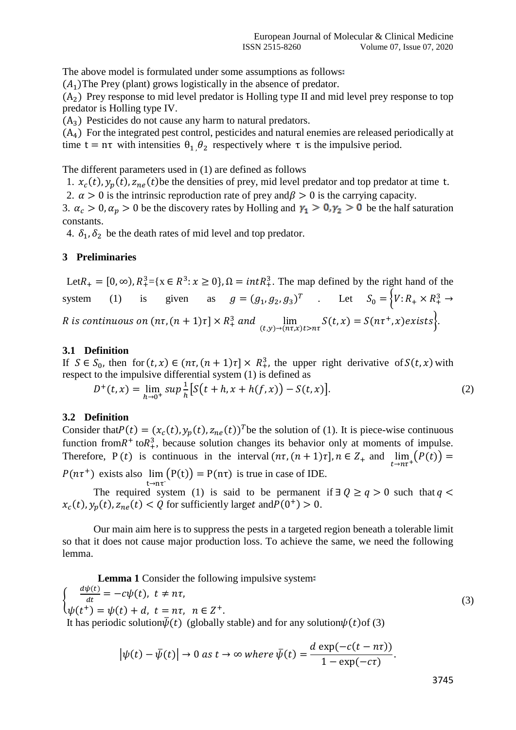The above model is formulated under some assumptions as follows:

$(A_1)$ The Prey (plant) grows logistically in the absence of predator.

$(A_2)$ Prey response to mid level predator is Holling type II and mid level prey response to top predator is Holling type IV.

$(A_3)$ Pesticides do not cause any harm to natural predators.

$(A_4)$ For the integrated pest control, pesticides and natural enemies are released periodically at time $t = n\tau$ with intensities $\theta_1, \theta_2$ respectively where $\tau$ is the impulsive period.

The different parameters used in (1) are defined as follows

1. $x_c(t), y_p(t), z_{ne}(t)$ be the densities of prey, mid level predator and top predator at time $t$.
2. $\alpha > 0$ is the intrinsic reproduction rate of prey and $\beta > 0$ is the carrying capacity.
3. $\alpha_c > 0, \alpha_p > 0$ be the discovery rates by Holling and $\gamma_1 > 0, \gamma_2 > 0$ be the half saturation constants.
4. $\delta_1, \delta_2$ be the death rates of mid level and top predator.

## 3 Preliminaries

Let $R_+ = [0, \infty), R_+^3 = \{x \in R^3 : x \geq 0\}, \Omega = intR_+^3$. The map defined by the right hand of the system (1) is given as $g = (g_1, g_2, g_3)^T$ . Let $S_0 = \left\{V : R_+ \times R_+^3 \to R \text{ is continuous on } (n\tau, (n+1)\tau] \times R_+^3 \text{ and } \lim_{(t,y)\to(n\tau,x)t>n\tau} S(t,x) = S(n\tau^+, x) \text{exists}\right\}$.

### 3.1 Definition

If $S \in S_0$, then for $(t, x) \in (n\tau, (n+1)\tau] \times R_+^3$, the upper right derivative of $S(t, x)$ with respect to the impulsive differential system (1) is defined as

$$D^+(t,x) = \lim_{h\to 0^+} sup \frac{1}{h}\left[S\big(t+h, x+h(f,x)\big) - S(t,x)\right]. \tag{2}$$

### 3.2 Definition

Consider that $P(t) = (x_c(t), y_p(t), z_{ne}(t))^T$ be the solution of (1). It is piece-wise continuous function from $R^+$ to $R_+^3$, because solution changes its behavior only at moments of impulse. Therefore, $P(t)$ is continuous in the interval $(n\tau, (n+1)\tau], n \in Z_+$ and $\lim_{t\to n\tau^+}(P(t)) = P(n\tau^+)$ exists also $\lim_{t\to n\tau^-}(P(t)) = P(n\tau)$ is true in case of IDE.

The required system (1) is said to be permanent if $\exists\, Q \geq q > 0$ such that $q < x_c(t), y_p(t), z_{ne}(t) < Q$ for sufficiently large $t$ and $P(0^+) > 0$.

Our main aim here is to suppress the pests in a targeted region beneath a tolerable limit so that it does not cause major production loss. To achieve the same, we need the following lemma.

**Lemma 1** Consider the following impulsive system:

$$\begin{cases} \frac{d\psi(t)}{dt} = -c\psi(t), \ t \neq n\tau, \\ \psi(t^+) = \psi(t) + d, \ t = n\tau, \ n \in Z^+. \end{cases} \tag{3}$$

It has periodic solution $\bar{\psi}(t)$ (globally stable) and for any solution $\psi(t)$ of (3)

$$|\psi(t) - \bar{\psi}(t)| \to 0 \text{ as } t \to \infty \text{ where } \bar{\psi}(t) = \frac{d\exp(-c(t-n\tau))}{1-\exp(-c\tau)}.$$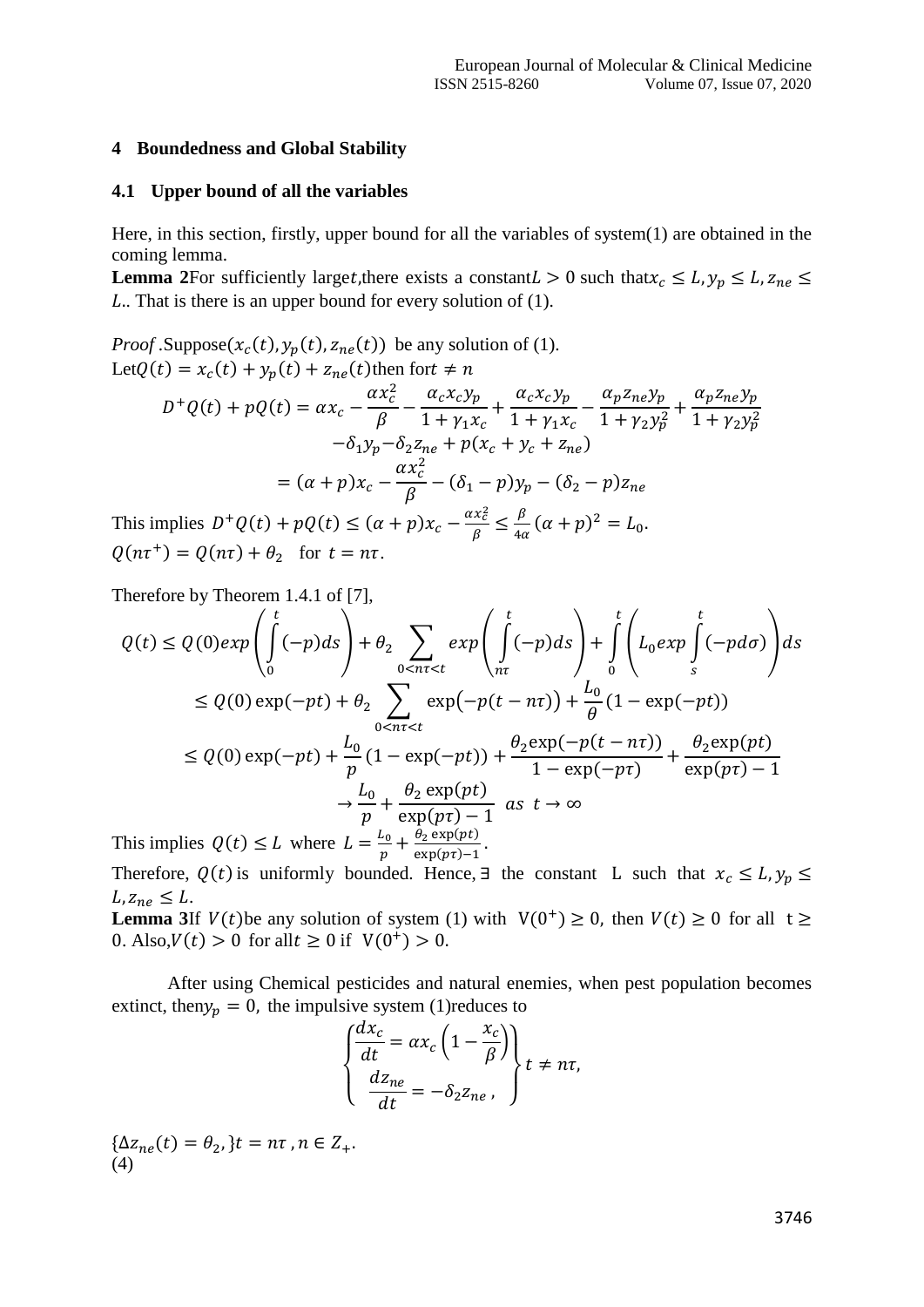## 4 Boundedness and Global Stability

### 4.1 Upper bound of all the variables

Here, in this section, firstly, upper bound for all the variables of system(1) are obtained in the coming lemma.

**Lemma 2**For sufficiently large$t$,there exists a constant$L > 0$ such that$x_c \leq L, y_p \leq L, z_{ne} \leq L$.. That is there is an upper bound for every solution of (1).

*Proof* .Suppose$(x_c(t), y_p(t), z_{ne}(t))$ be any solution of (1).
Let$Q(t) = x_c(t) + y_p(t) + z_{ne}(t)$then for$t \neq n$

$$D^+Q(t) + pQ(t) = \alpha x_c - \frac{\alpha x_c^2}{\beta} - \frac{\alpha_c x_c y_p}{1 + \gamma_1 x_c} + \frac{\alpha_c x_c y_p}{1 + \gamma_1 x_c} - \frac{\alpha_p z_{ne} y_p}{1 + \gamma_2 y_p^2} + \frac{\alpha_p z_{ne} y_p}{1 + \gamma_2 y_p^2}$$
$$-\delta_1 y_p - \delta_2 z_{ne} + p(x_c + y_c + z_{ne})$$
$$= (\alpha + p)x_c - \frac{\alpha x_c^2}{\beta} - (\delta_1 - p)y_p - (\delta_2 - p)z_{ne}$$

This implies $D^+Q(t) + pQ(t) \leq (\alpha + p)x_c - \frac{\alpha x_c^2}{\beta} \leq \frac{\beta}{4\alpha}(\alpha + p)^2 = L_0$.
$Q(n\tau^+) = Q(n\tau) + \theta_2 \quad \text{for } t = n\tau$.

Therefore by Theorem 1.4.1 of [7],

$$Q(t) \leq Q(0)exp\left(\int_0^t (-p)ds\right) + \theta_2 \sum_{0<n\tau<t} exp\left(\int_{n\tau}^t (-p)ds\right) + \int_0^t \left(L_0 exp \int_s^t (-pd\sigma)\right)ds$$
$$\leq Q(0)\exp(-pt) + \theta_2 \sum_{0<n\tau<t} \exp\big(-p(t - n\tau)\big) + \frac{L_0}{\theta}(1 - \exp(-pt))$$
$$\leq Q(0)\exp(-pt) + \frac{L_0}{p}(1 - \exp(-pt)) + \frac{\theta_2 \exp(-p(t - n\tau))}{1 - \exp(-p\tau)} + \frac{\theta_2 \exp(pt)}{\exp(p\tau) - 1}$$
$$\rightarrow \frac{L_0}{p} + \frac{\theta_2 \exp(pt)}{\exp(p\tau) - 1} \quad as \ t \rightarrow \infty$$

This implies $Q(t) \leq L$ where $L = \frac{L_0}{p} + \frac{\theta_2 \exp(pt)}{\exp(p\tau) - 1}$.

Therefore, $Q(t)$ is uniformly bounded. Hence, $\exists$ the constant L such that $x_c \leq L, y_p \leq L, z_{ne} \leq L$.

**Lemma 3**If $V(t)$be any solution of system (1) with $V(0^+) \geq 0$, then $V(t) \geq 0$ for all $t \geq 0$. Also,$V(t) > 0$ for all$t \geq 0$ if $V(0^+) > 0$.

After using Chemical pesticides and natural enemies, when pest population becomes extinct, then$y_p = 0$, the impulsive system (1)reduces to

$$\left.\begin{cases} \dfrac{dx_c}{dt} = \alpha x_c\left(1 - \dfrac{x_c}{\beta}\right) \\ \dfrac{dz_{ne}}{dt} = -\delta_2 z_{ne}, \end{cases}\right\} t \neq n\tau,$$

$\{\Delta z_{ne}(t) = \theta_2,\} t = n\tau, n \in Z_+$.
(4)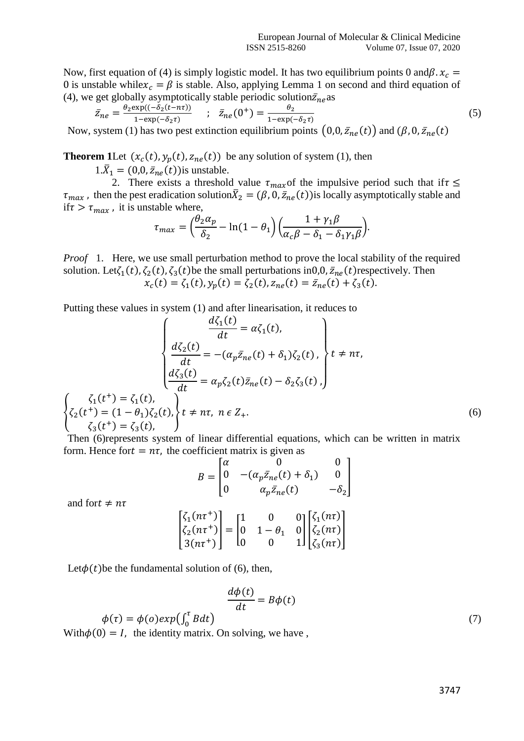Now, first equation of (4) is simply logistic model. It has two equilibrium points 0 and $\beta$. $x_c = 0$ is unstable while $x_c = \beta$ is stable. Also, applying Lemma 1 on second and third equation of (4), we get globally asymptotically stable periodic solution $\bar{z}_{ne}$ as

$$\bar{z}_{ne} = \frac{\theta_2 \exp((-\delta_2(t-n\tau))}{1-\exp(-\delta_2\tau)} \quad ; \quad \bar{z}_{ne}(0^+) = \frac{\theta_2}{1-\exp(-\delta_2\tau)} \tag{5}$$

Now, system (1) has two pest extinction equilibrium points $(0,0,\bar{z}_{ne}(t))$ and $(\beta, 0, \bar{z}_{ne}(t)$

**Theorem 1** Let $(x_c(t), y_p(t), z_{ne}(t))$ be any solution of system (1), then

1. $\bar{X}_1 = (0,0,\bar{z}_{ne}(t))$ is unstable.
2. There exists a threshold value $\tau_{max}$ of the impulsive period such that if $\tau \leq \tau_{max}$, then the pest eradication solution $\bar{X}_2 = (\beta, 0, \bar{z}_{ne}(t))$ is locally asymptotically stable and if $\tau > \tau_{max}$, it is unstable where,

$$\tau_{max} = \left(\frac{\theta_2 \alpha_p}{\delta_2} - \ln(1-\theta_1)\right)\left(\frac{1+\gamma_1\beta}{\alpha_c\beta - \delta_1 - \delta_1\gamma_1\beta}\right).$$

*Proof* 1. Here, we use small perturbation method to prove the local stability of the required solution. Let $\zeta_1(t), \zeta_2(t), \zeta_3(t)$ be the small perturbations in $0, 0, \bar{z}_{ne}(t)$ respectively. Then

$$x_c(t) = \zeta_1(t), y_p(t) = \zeta_2(t), z_{ne}(t) = \bar{z}_{ne}(t) + \zeta_3(t).$$

Putting these values in system (1) and after linearisation, it reduces to

$$\left.\begin{cases} \dfrac{d\zeta_1(t)}{dt} = \alpha\zeta_1(t), \\ \dfrac{d\zeta_2(t)}{dt} = -(\alpha_p\bar{z}_{ne}(t) + \delta_1)\zeta_2(t), \\ \dfrac{d\zeta_3(t)}{dt} = \alpha_p\zeta_2(t)\bar{z}_{ne}(t) - \delta_2\zeta_3(t), \end{cases}\right\} t \neq n\tau,$$

$$\left.\begin{cases} \zeta_1(t^+) = \zeta_1(t), \\ \zeta_2(t^+) = (1-\theta_1)\zeta_2(t), \\ \zeta_3(t^+) = \zeta_3(t), \end{cases}\right\} t \neq n\tau, \ n \in Z_+. \tag{6}$$

Then (6) represents system of linear differential equations, which can be written in matrix form. Hence for $t = n\tau$, the coefficient matrix is given as

$$B = \begin{bmatrix} \alpha & 0 & 0 \\ 0 & -(\alpha_p\bar{z}_{ne}(t) + \delta_1) & 0 \\ 0 & \alpha_p\bar{z}_{ne}(t) & -\delta_2 \end{bmatrix}$$

and for $t \neq n\tau$

$$\begin{bmatrix} \zeta_1(n\tau^+) \\ \zeta_2(n\tau^+) \\ 3(n\tau^+) \end{bmatrix} = \begin{bmatrix} 1 & 0 & 0 \\ 0 & 1-\theta_1 & 0 \\ 0 & 0 & 1 \end{bmatrix} \begin{bmatrix} \zeta_1(n\tau) \\ \zeta_2(n\tau) \\ \zeta_3(n\tau) \end{bmatrix}$$

Let $\phi(t)$ be the fundamental solution of (6), then,

$$\frac{d\phi(t)}{dt} = B\phi(t)$$

$$\phi(\tau) = \phi(o)exp\left(\int_0^\tau Bdt\right) \tag{7}$$

With $\phi(0) = I$, the identity matrix. On solving, we have ,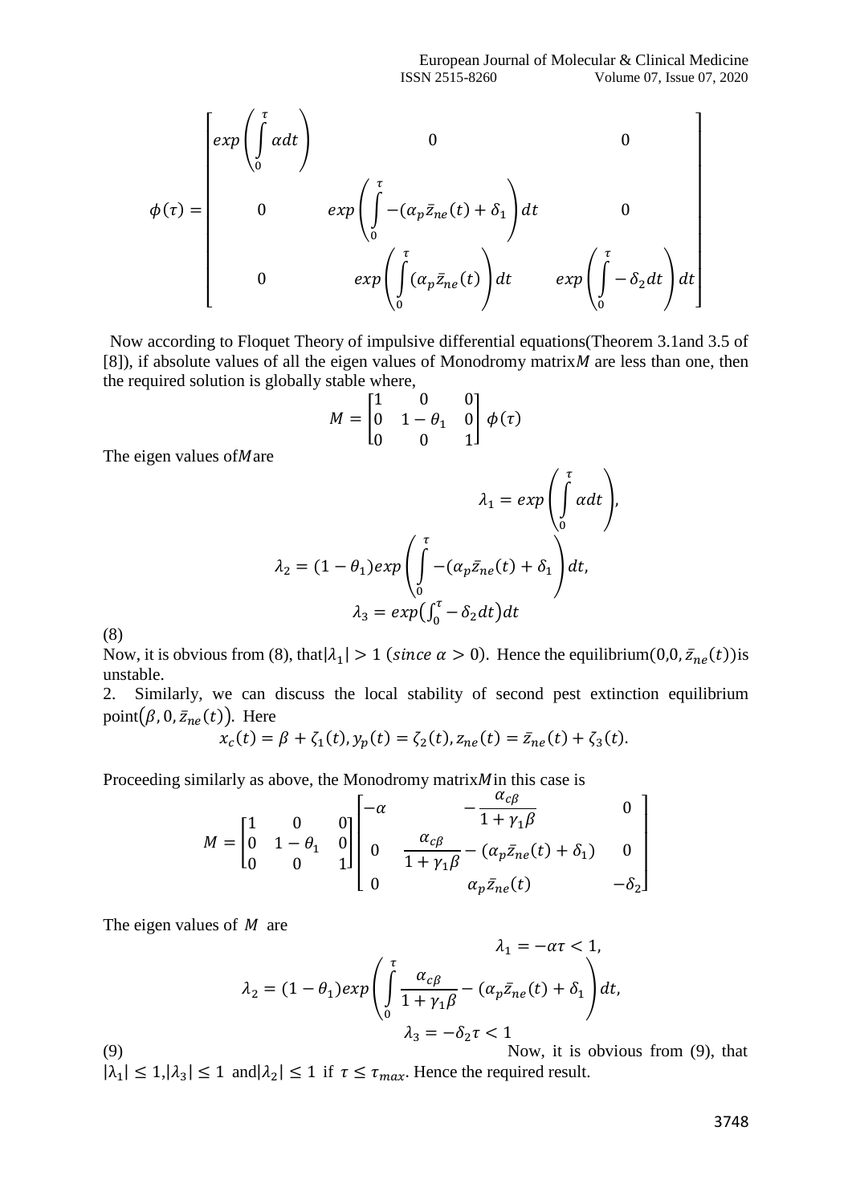$$\phi(\tau) = \begin{bmatrix} exp\left(\int_0^\tau \alpha dt\right) & 0 & 0 \\ 0 & exp\left(\int_0^\tau -(\alpha_p \bar{z}_{ne}(t) + \delta_1\right)dt & 0 \\ 0 & exp\left(\int_0^\tau (\alpha_p \bar{z}_{ne}(t)\right)dt & exp\left(\int_0^\tau -\delta_2 dt\right)dt \end{bmatrix}$$

Now according to Floquet Theory of impulsive differential equations(Theorem 3.1and 3.5 of [8]), if absolute values of all the eigen values of Monodromy matrix$M$ are less than one, then the required solution is globally stable where,

$$M = \begin{bmatrix} 1 & 0 & 0 \\ 0 & 1-\theta_1 & 0 \\ 0 & 0 & 1 \end{bmatrix} \phi(\tau)$$

The eigen values of$M$are

$$\lambda_1 = exp\left(\int_0^\tau \alpha dt\right),$$

$$\lambda_2 = (1-\theta_1)exp\left(\int_0^\tau -(\alpha_p \bar{z}_{ne}(t) + \delta_1\right)dt,$$

$$\lambda_3 = exp\left(\int_0^\tau -\delta_2 dt\right)dt$$

(8)

Now, it is obvious from (8), that$|\lambda_1| > 1$ $(since\ \alpha > 0)$. Hence the equilibrium$(0,0,\bar{z}_{ne}(t))$is unstable.

2. Similarly, we can discuss the local stability of second pest extinction equilibrium point$(\beta, 0, \bar{z}_{ne}(t))$. Here

$$x_c(t) = \beta + \zeta_1(t), y_p(t) = \zeta_2(t), z_{ne}(t) = \bar{z}_{ne}(t) + \zeta_3(t).$$

Proceeding similarly as above, the Monodromy matrix$M$in this case is

$$M = \begin{bmatrix} 1 & 0 & 0 \\ 0 & 1-\theta_1 & 0 \\ 0 & 0 & 1 \end{bmatrix} \begin{bmatrix} -\alpha & -\frac{\alpha_{c\beta}}{1+\gamma_1\beta} & 0 \\ 0 & \frac{\alpha_{c\beta}}{1+\gamma_1\beta} - (\alpha_p \bar{z}_{ne}(t) + \delta_1) & 0 \\ 0 & \alpha_p \bar{z}_{ne}(t) & -\delta_2 \end{bmatrix}$$

The eigen values of $M$ are

$$\lambda_1 = -\alpha\tau < 1,$$

$$\lambda_2 = (1-\theta_1)exp\left(\int_0^\tau \frac{\alpha_{c\beta}}{1+\gamma_1\beta} - (\alpha_p \bar{z}_{ne}(t) + \delta_1\right)dt,$$

$$\lambda_3 = -\delta_2\tau < 1$$

(9) Now, it is obvious from (9), that $|\lambda_1| \le 1$,$|\lambda_3| \le 1$ and$|\lambda_2| \le 1$ if $\tau \le \tau_{max}$. Hence the required result.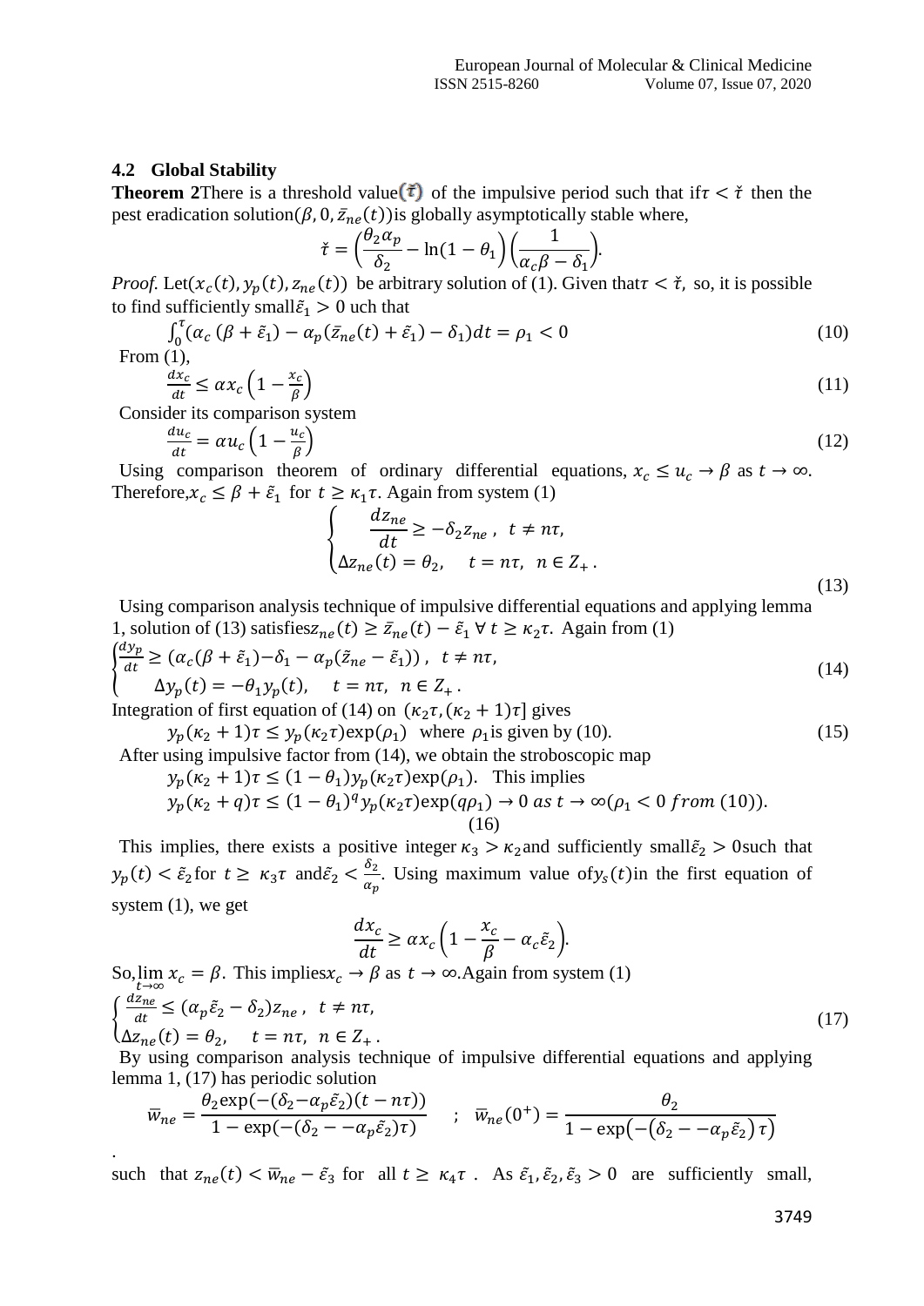### 4.2 Global Stability

**Theorem 2** There is a threshold value $(\check{\tau})$ of the impulsive period such that if $\tau < \check{\tau}$ then the pest eradication solution $(\beta, 0, \bar{z}_{ne}(t))$ is globally asymptotically stable where,

$$\check{\tau} = \left(\frac{\theta_2 \alpha_p}{\delta_2} - \ln(1-\theta_1)\right)\left(\frac{1}{\alpha_c \beta - \delta_1}\right).$$

*Proof.* Let $(x_c(t), y_p(t), z_{ne}(t))$ be arbitrary solution of (1). Given that $\tau < \check{\tau}$, so, it is possible to find sufficiently small $\tilde{\varepsilon}_1 > 0$ uch that

$$\int_0^\tau (\alpha_c(\beta + \tilde{\varepsilon}_1) - \alpha_p(\bar{z}_{ne}(t) + \tilde{\varepsilon}_1) - \delta_1)dt = \rho_1 < 0 \tag{10}$$

From (1),

$$\frac{dx_c}{dt} \leq \alpha x_c\left(1 - \frac{x_c}{\beta}\right) \tag{11}$$

Consider its comparison system

$$\frac{du_c}{dt} = \alpha u_c\left(1 - \frac{u_c}{\beta}\right) \tag{12}$$

Using comparison theorem of ordinary differential equations, $x_c \leq u_c \to \beta$ as $t \to \infty$. Therefore, $x_c \leq \beta + \tilde{\varepsilon}_1$ for $t \geq \kappa_1 \tau$. Again from system (1)

$$\begin{cases} \dfrac{dz_{ne}}{dt} \geq -\delta_2 z_{ne}, & t \neq n\tau, \\ \Delta z_{ne}(t) = \theta_2, & t = n\tau, \ n \in Z_+. \end{cases} \tag{13}$$

Using comparison analysis technique of impulsive differential equations and applying lemma 1, solution of (13) satisfies $z_{ne}(t) \geq \bar{z}_{ne}(t) - \tilde{\varepsilon}_1 \ \forall\, t \geq \kappa_2 \tau$. Again from (1)

$$\begin{cases} \dfrac{dy_p}{dt} \geq (\alpha_c(\beta + \tilde{\varepsilon}_1) - \delta_1 - \alpha_p(\tilde{z}_{ne} - \tilde{\varepsilon}_1)), & t \neq n\tau, \\ \Delta y_p(t) = -\theta_1 y_p(t), & t = n\tau, \ n \in Z_+. \end{cases} \tag{14}$$

Integration of first equation of (14) on $(\kappa_2\tau, (\kappa_2 + 1)\tau]$ gives

$$y_p(\kappa_2 + 1)\tau \leq y_p(\kappa_2\tau)\exp(\rho_1) \quad \text{where } \rho_1 \text{ is given by (10).} \tag{15}$$

After using impulsive factor from (14), we obtain the stroboscopic map

$$y_p(\kappa_2 + 1)\tau \leq (1-\theta_1)y_p(\kappa_2\tau)\exp(\rho_1). \quad \text{This implies}$$

$$y_p(\kappa_2 + q)\tau \leq (1-\theta_1)^q y_p(\kappa_2\tau)\exp(q\rho_1) \to 0 \ as\ t \to \infty (\rho_1 < 0\ from\ (10)). \tag{16}$$

This implies, there exists a positive integer $\kappa_3 > \kappa_2$ and sufficiently small $\tilde{\varepsilon}_2 > 0$ such that $y_p(t) < \tilde{\varepsilon}_2$ for $t \geq \kappa_3\tau$ and $\tilde{\varepsilon}_2 < \frac{\delta_2}{\alpha_p}$. Using maximum value of $y_s(t)$ in the first equation of system (1), we get

$$\frac{dx_c}{dt} \geq \alpha x_c\left(1 - \frac{x_c}{\beta} - \alpha_c \tilde{\varepsilon}_2\right).$$

So, $\lim_{t \to \infty} x_c = \beta$. This implies $x_c \to \beta$ as $t \to \infty$. Again from system (1)

$$\begin{cases} \dfrac{dz_{ne}}{dt} \leq (\alpha_p \tilde{\varepsilon}_2 - \delta_2) z_{ne}, & t \neq n\tau, \\ \Delta z_{ne}(t) = \theta_2, & t = n\tau, \ n \in Z_+. \end{cases} \tag{17}$$

By using comparison analysis technique of impulsive differential equations and applying lemma 1, (17) has periodic solution

$$\bar{w}_{ne} = \frac{\theta_2 \exp(-(\delta_2 - \alpha_p \tilde{\varepsilon}_2)(t - n\tau))}{1 - \exp(-(\delta_2 - -\alpha_p \tilde{\varepsilon}_2)\tau)} \quad ; \quad \bar{w}_{ne}(0^+) = \frac{\theta_2}{1 - \exp(-(\delta_2 - -\alpha_p \tilde{\varepsilon}_2)\tau)}$$

.

such that $z_{ne}(t) < \bar{w}_{ne} - \tilde{\varepsilon}_3$ for all $t \geq \kappa_4\tau$. As $\tilde{\varepsilon}_1, \tilde{\varepsilon}_2, \tilde{\varepsilon}_3 > 0$ are sufficiently small,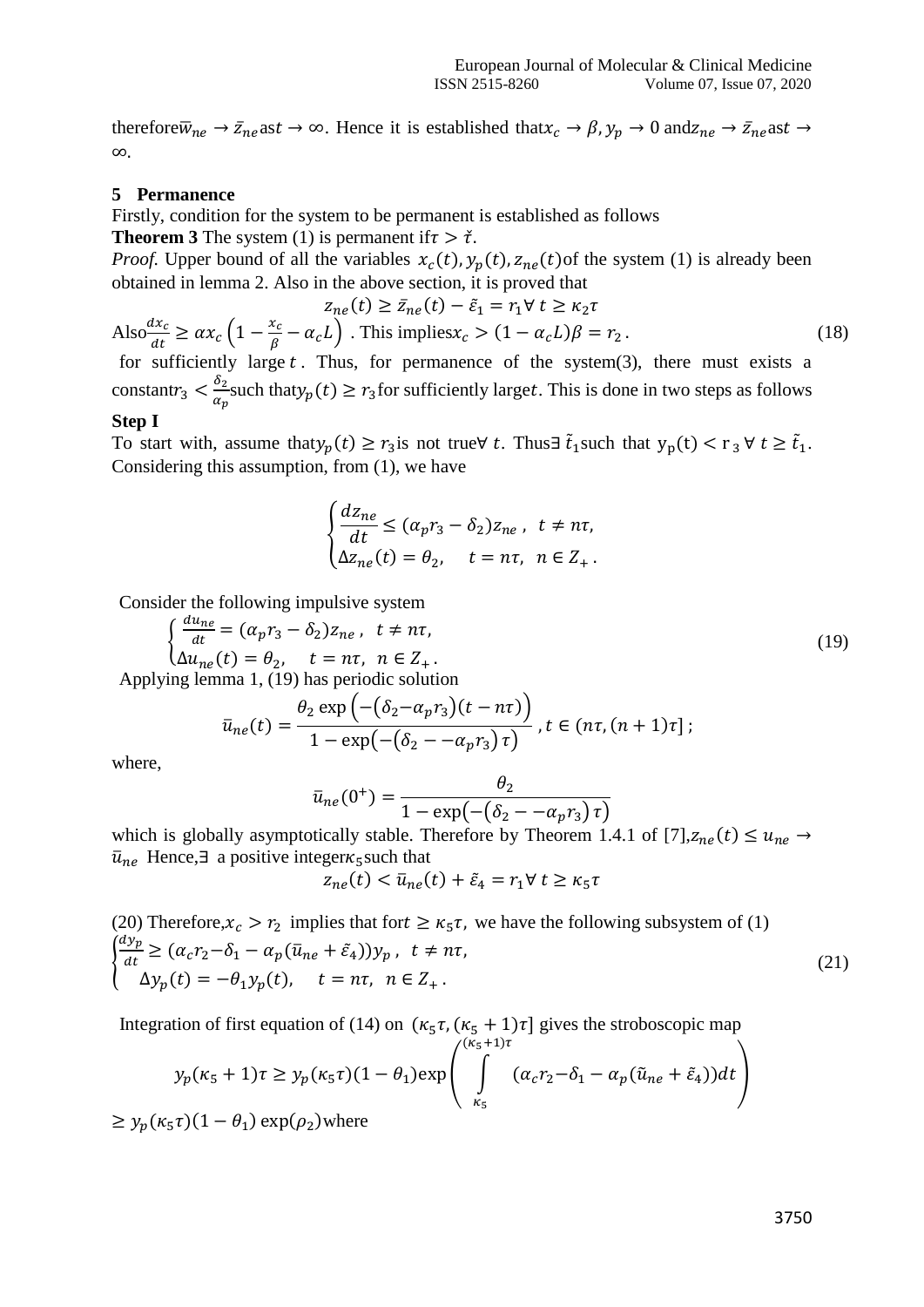therefore $\bar{w}_{ne} \to \bar{z}_{ne}$ as $t \to \infty$. Hence it is established that $x_c \to \beta, y_p \to 0$ and $z_{ne} \to \bar{z}_{ne}$ as $t \to \infty$.

## 5 Permanence

Firstly, condition for the system to be permanent is established as follows

**Theorem 3** The system (1) is permanent if $\tau > \check{t}$.

*Proof.* Upper bound of all the variables $x_c(t), y_p(t), z_{ne}(t)$ of the system (1) is already been obtained in lemma 2. Also in the above section, it is proved that

$$z_{ne}(t) \geq \bar{z}_{ne}(t) - \tilde{\varepsilon}_1 = r_1 \forall\, t \geq \kappa_2 \tau$$

Also $\frac{dx_c}{dt} \geq \alpha x_c\left(1 - \frac{x_c}{\beta} - \alpha_c L\right)$ . This implies $x_c > (1 - \alpha_c L)\beta = r_2$ . (18)

for sufficiently large $t$ . Thus, for permanence of the system(3), there must exists a constant $r_3 < \frac{\delta_2}{\alpha_p}$ such that $y_p(t) \geq r_3$ for sufficiently large $t$. This is done in two steps as follows

**Step I**

To start with, assume that $y_p(t) \geq r_3$ is not true $\forall\, t$. Thus $\exists\, \tilde{t}_1$ such that $y_p(t) < r_3 \;\forall\; t \geq \tilde{t}_1$. Considering this assumption, from (1), we have

$$\begin{cases} \dfrac{dz_{ne}}{dt} \leq (\alpha_p r_3 - \delta_2) z_{ne}\,, & t \neq n\tau, \\ \Delta z_{ne}(t) = \theta_2, & t = n\tau, \;\; n \in Z_+\,. \end{cases}$$

Consider the following impulsive system

$$\begin{cases} \frac{du_{ne}}{dt} = (\alpha_p r_3 - \delta_2) z_{ne}\,, & t \neq n\tau, \\ \Delta u_{ne}(t) = \theta_2, & t = n\tau, \;\; n \in Z_+\,. \end{cases} \tag{19}$$

Applying lemma 1, (19) has periodic solution

$$\bar{u}_{ne}(t) = \frac{\theta_2 \exp\left(-\left(\delta_2 - \alpha_p r_3\right)(t - n\tau)\right)}{1 - \exp\left(-\left(\delta_2 - -\alpha_p r_3\right)\tau\right)}\,, t \in (n\tau, (n+1)\tau]\,;$$

where,

$$\bar{u}_{ne}(0^+) = \frac{\theta_2}{1 - \exp\left(-\left(\delta_2 - -\alpha_p r_3\right)\tau\right)}$$

which is globally asymptotically stable. Therefore by Theorem 1.4.1 of [7], $z_{ne}(t) \leq u_{ne} \to \bar{u}_{ne}$ Hence, $\exists$ a positive integer $\kappa_5$ such that

$$z_{ne}(t) < \bar{u}_{ne}(t) + \tilde{\varepsilon}_4 = r_1 \forall\, t \geq \kappa_5 \tau$$

(20) Therefore, $x_c > r_2$ implies that for $t \geq \kappa_5 \tau$, we have the following subsystem of (1)

$$\begin{cases} \frac{dy_p}{dt} \geq (\alpha_c r_2 - \delta_1 - \alpha_p(\bar{u}_{ne} + \tilde{\varepsilon}_4)) y_p\,, & t \neq n\tau, \\ \Delta y_p(t) = -\theta_1 y_p(t), & t = n\tau, \;\; n \in Z_+\,. \end{cases} \tag{21}$$

Integration of first equation of (14) on $(\kappa_5 \tau, (\kappa_5 + 1)\tau]$ gives the stroboscopic map

$$y_p(\kappa_5 + 1)\tau \geq y_p(\kappa_5 \tau)(1 - \theta_1)\exp\left(\int_{\kappa_5}^{(\kappa_5+1)\tau} (\alpha_c r_2 - \delta_1 - \alpha_p(\tilde{u}_{ne} + \tilde{\varepsilon}_4))dt\right)$$

$\geq y_p(\kappa_5 \tau)(1 - \theta_1)\exp(\rho_2)$ where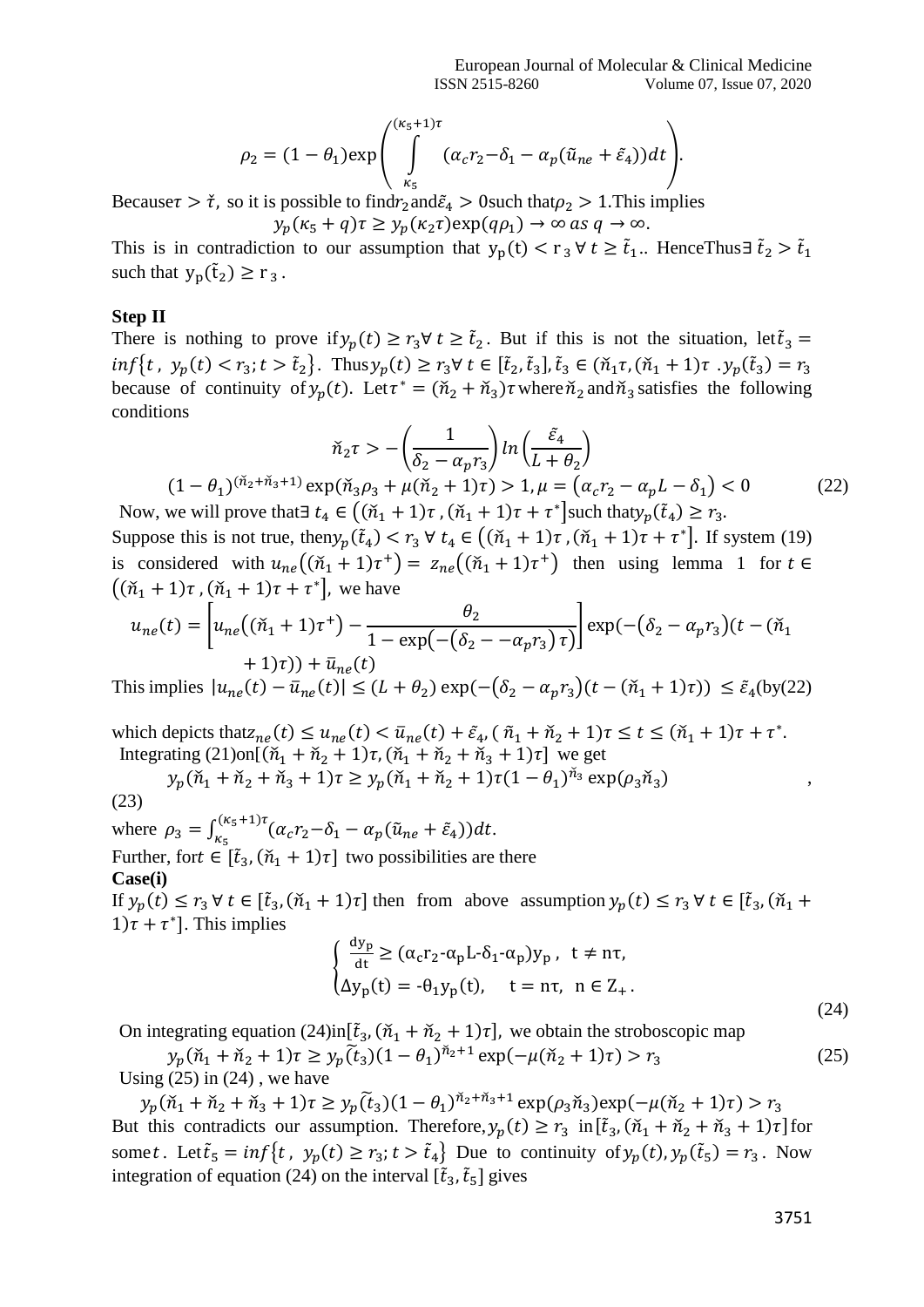$$\rho_2 = (1-\theta_1)\exp\left(\int_{\kappa_5}^{(\kappa_5+1)\tau} (\alpha_c r_2 - \delta_1 - \alpha_p(\tilde{u}_{ne} + \tilde{\varepsilon}_4))dt\right).$$

Because $\tau > \check{\tau}$, so it is possible to find $r_2$ and $\tilde{\varepsilon}_4 > 0$ such that $\rho_2 > 1$. This implies

$$y_p(\kappa_5 + q)\tau \geq y_p(\kappa_2\tau)\exp(q\rho_1) \to \infty \text{ as } q \to \infty.$$

This is in contradiction to our assumption that $y_p(t) < r_3 \ \forall\ t \geq \tilde{t}_1$.. HenceThus $\exists\ \tilde{t}_2 > \tilde{t}_1$ such that $y_p(\tilde{t}_2) \geq r_3$.

**Step II**

There is nothing to prove if $y_p(t) \geq r_3 \forall\ t \geq \tilde{t}_2$. But if this is not the situation, let $\tilde{t}_3 = inf\{t,\ y_p(t) < r_3; t > \tilde{t}_2\}$. Thus $y_p(t) \geq r_3 \forall\ t \in [\tilde{t}_2, \tilde{t}_3]$, $\tilde{t}_3 \in (\check{n}_1\tau, (\check{n}_1 + 1)\tau$ . $y_p(\tilde{t}_3) = r_3$ because of continuity of $y_p(t)$. Let $\tau^* = (\check{n}_2 + \check{n}_3)\tau$ where $\check{n}_2$ and $\check{n}_3$ satisfies the following conditions

$$\check{n}_2\tau > -\left(\frac{1}{\delta_2 - \alpha_p r_3}\right) ln\left(\frac{\tilde{\varepsilon}_4}{L + \theta_2}\right)$$

$$(1-\theta_1)^{(\check{n}_2+\check{n}_3+1)}\exp(\check{n}_3\rho_3 + \mu(\check{n}_2+1)\tau) > 1, \mu = (\alpha_c r_2 - \alpha_p L - \delta_1) < 0 \tag{22}$$

Now, we will prove that $\exists\ t_4 \in ((\check{n}_1 + 1)\tau, (\check{n}_1 + 1)\tau + \tau^*]$ such that $y_p(\tilde{t}_4) \geq r_3$.

Suppose this is not true, then $y_p(\tilde{t}_4) < r_3 \ \forall\ t_4 \in ((\check{n}_1 + 1)\tau, (\check{n}_1 + 1)\tau + \tau^*]$. If system (19) is considered with $u_{ne}((\check{n}_1 + 1)\tau^+) = z_{ne}((\check{n}_1 + 1)\tau^+)$ then using lemma 1 for $t \in ((\check{n}_1 + 1)\tau, (\check{n}_1 + 1)\tau + \tau^*]$, we have

$$u_{ne}(t) = \left[u_{ne}((\check{n}_1 + 1)\tau^+) - \frac{\theta_2}{1 - \exp(-(\delta_2 - -\alpha_p r_3)\tau)}\right]\exp(-(\delta_2 - \alpha_p r_3)(t - (\check{n}_1 + 1)\tau)) + \bar{u}_{ne}(t)$$

This implies $|u_{ne}(t) - \bar{u}_{ne}(t)| \leq (L + \theta_2)\exp(-(\delta_2 - \alpha_p r_3)(t - (\check{n}_1 + 1)\tau)) \leq \tilde{\varepsilon}_4$(by(22)

which depicts that $z_{ne}(t) \leq u_{ne}(t) < \bar{u}_{ne}(t) + \tilde{\varepsilon}_4, (\tilde{n}_1 + \check{n}_2 + 1)\tau \leq t \leq (\check{n}_1 + 1)\tau + \tau^*$.

Integrating (21)on$[(\check{n}_1 + \check{n}_2 + 1)\tau, (\check{n}_1 + \check{n}_2 + \check{n}_3 + 1)\tau]$ we get

$$y_p(\check{n}_1 + \check{n}_2 + \check{n}_3 + 1)\tau \geq y_p(\check{n}_1 + \check{n}_2 + 1)\tau(1-\theta_1)^{\check{n}_3}\exp(\rho_3\check{n}_3) \tag{23}$$

where $\rho_3 = \int_{\kappa_5}^{(\kappa_5+1)\tau}(\alpha_c r_2 - \delta_1 - \alpha_p(\tilde{u}_{ne} + \tilde{\varepsilon}_4))dt$.

Further, for $t \in [\tilde{t}_3, (\check{n}_1 + 1)\tau]$ two possibilities are there

**Case(i)**

If $y_p(t) \leq r_3 \ \forall\ t \in [\tilde{t}_3, (\check{n}_1 + 1)\tau]$ then from above assumption $y_p(t) \leq r_3 \ \forall\ t \in [\tilde{t}_3, (\check{n}_1 + 1)\tau + \tau^*]$. This implies

$$\begin{cases} \frac{dy_p}{dt} \geq (\alpha_c r_2 - \alpha_p L - \delta_1 - \alpha_p)y_p, & t \neq n\tau, \\ \Delta y_p(t) = -\theta_1 y_p(t), & t = n\tau,\ n \in Z_+. \end{cases} \tag{24}$$

On integrating equation (24)in$[\tilde{t}_3, (\check{n}_1 + \check{n}_2 + 1)\tau]$, we obtain the stroboscopic map

$$y_p(\check{n}_1 + \check{n}_2 + 1)\tau \geq y_p(\tilde{t}_3)(1-\theta_1)^{\check{n}_2+1}\exp(-\mu(\check{n}_2 + 1)\tau) > r_3 \tag{25}$$

Using (25) in (24) , we have

$$y_p(\check{n}_1 + \check{n}_2 + \check{n}_3 + 1)\tau \geq y_p(\tilde{t}_3)(1-\theta_1)^{\check{n}_2+\check{n}_3+1}\exp(\rho_3\check{n}_3)\exp(-\mu(\check{n}_2 + 1)\tau) > r_3$$

But this contradicts our assumption. Therefore, $y_p(t) \geq r_3$ in $[\tilde{t}_3, (\check{n}_1 + \check{n}_2 + \check{n}_3 + 1)\tau]$ for some $t$. Let $\tilde{t}_5 = inf\{t,\ y_p(t) \geq r_3; t > \tilde{t}_4\}$ Due to continuity of $y_p(t), y_p(\tilde{t}_5) = r_3$. Now integration of equation (24) on the interval $[\tilde{t}_3, \tilde{t}_5]$ gives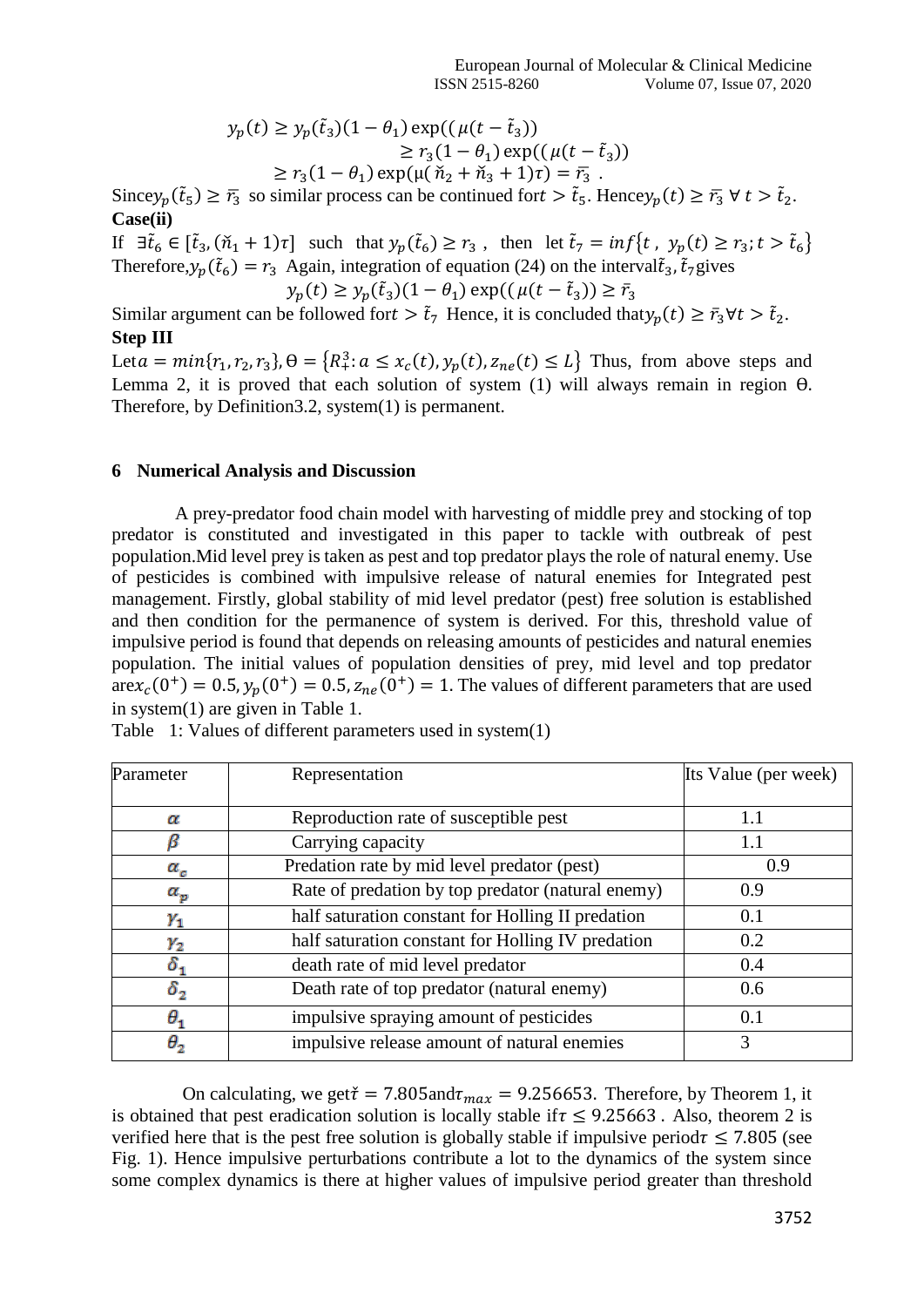$$y_p(t) \geq y_p(\tilde{t}_3)(1-\theta_1)\exp((\mu(t-\tilde{t}_3))$$
$$\geq r_3(1-\theta_1)\exp((\mu(t-\tilde{t}_3))$$
$$\geq r_3(1-\theta_1)\exp(\mu(\check{n}_2+\check{n}_3+1)\tau) = \bar{r_3}\ .$$

Since $y_p(\tilde{t}_5) \geq \bar{r_3}$ so similar process can be continued for $t > \tilde{t}_5$. Hence $y_p(t) \geq \bar{r_3}\ \forall\ t > \tilde{t}_2$.

**Case(ii)**

If $\exists \tilde{t}_6 \in [\tilde{t}_3, (\check{n}_1+1)\tau]$ such that $y_p(\tilde{t}_6) \geq r_3$ , then let $\tilde{t}_7 = inf\{t\ ,\ y_p(t) \geq r_3; t > \tilde{t}_6\}$ Therefore, $y_p(\tilde{t}_6) = r_3$ Again, integration of equation (24) on the interval $\tilde{t}_3, \tilde{t}_7$ gives

$$y_p(t) \geq y_p(\tilde{t}_3)(1-\theta_1)\exp((\mu(t-\tilde{t}_3)) \geq \bar{r}_3$$

Similar argument can be followed for $t > \tilde{t}_7$ Hence, it is concluded that $y_p(t) \geq \bar{r}_3 \forall t > \tilde{t}_2$.

**Step III**

Let $a = min\{r_1, r_2, r_3\}$, $\Theta = \{R_+^3 : a \leq x_c(t), y_p(t), z_{ne}(t) \leq L\}$ Thus, from above steps and Lemma 2, it is proved that each solution of system (1) will always remain in region $\Theta$. Therefore, by Definition3.2, system(1) is permanent.

## 6 Numerical Analysis and Discussion

A prey-predator food chain model with harvesting of middle prey and stocking of top predator is constituted and investigated in this paper to tackle with outbreak of pest population.Mid level prey is taken as pest and top predator plays the role of natural enemy. Use of pesticides is combined with impulsive release of natural enemies for Integrated pest management. Firstly, global stability of mid level predator (pest) free solution is established and then condition for the permanence of system is derived. For this, threshold value of impulsive period is found that depends on releasing amounts of pesticides and natural enemies population. The initial values of population densities of prey, mid level and top predator are $x_c(0^+) = 0.5, y_p(0^+) = 0.5, z_{ne}(0^+) = 1$. The values of different parameters that are used in system(1) are given in Table 1.

Table 1: Values of different parameters used in system(1)

| Parameter | Representation | Its Value (per week) |
|---|---|---|
| $\alpha$ | Reproduction rate of susceptible pest | 1.1 |
| $\beta$ | Carrying capacity | 1.1 |
| $\alpha_c$ | Predation rate by mid level predator (pest) | 0.9 |
| $\alpha_p$ | Rate of predation by top predator (natural enemy) | 0.9 |
| $\gamma_1$ | half saturation constant for Holling II predation | 0.1 |
| $\gamma_2$ | half saturation constant for Holling IV predation | 0.2 |
| $\delta_1$ | death rate of mid level predator | 0.4 |
| $\delta_2$ | Death rate of top predator (natural enemy) | 0.6 |
| $\theta_1$ | impulsive spraying amount of pesticides | 0.1 |
| $\theta_2$ | impulsive release amount of natural enemies | 3 |

On calculating, we get $\check{\tau} = 7.805$ and $\tau_{max} = 9.256653$. Therefore, by Theorem 1, it is obtained that pest eradication solution is locally stable if $\tau \leq 9.25663$ . Also, theorem 2 is verified here that is the pest free solution is globally stable if impulsive period $\tau \leq 7.805$ (see Fig. 1). Hence impulsive perturbations contribute a lot to the dynamics of the system since some complex dynamics is there at higher values of impulsive period greater than threshold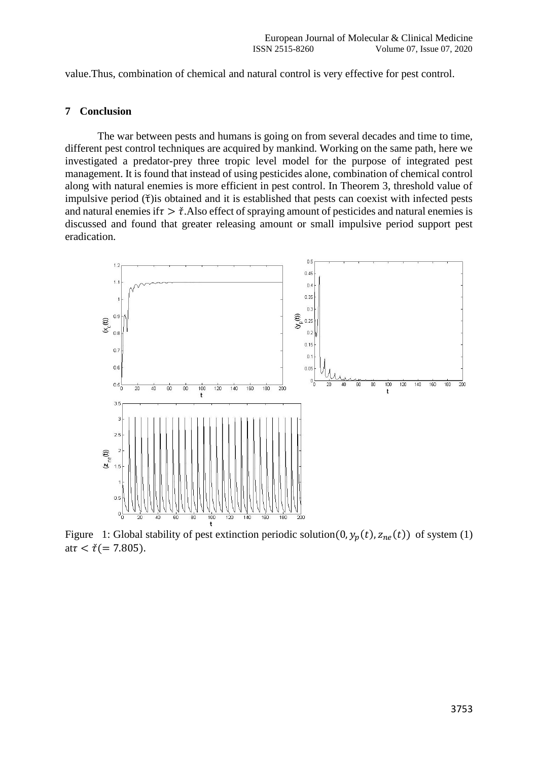value.Thus, combination of chemical and natural control is very effective for pest control.

## 7 Conclusion

The war between pests and humans is going on from several decades and time to time, different pest control techniques are acquired by mankind. Working on the same path, here we investigated a predator-prey three tropic level model for the purpose of integrated pest management. It is found that instead of using pesticides alone, combination of chemical control along with natural enemies is more efficient in pest control. In Theorem 3, threshold value of impulsive period ($\check{\tau}$)is obtained and it is established that pests can coexist with infected pests and natural enemies if$\tau > \check{\tau}$.Also effect of spraying amount of pesticides and natural enemies is discussed and found that greater releasing amount or small impulsive period support pest eradication.

Figure 1: Global stability of pest extinction periodic solution$(0, y_p(t), z_{ne}(t))$ of system (1) at$\tau < \check{\tau}(= 7.805)$.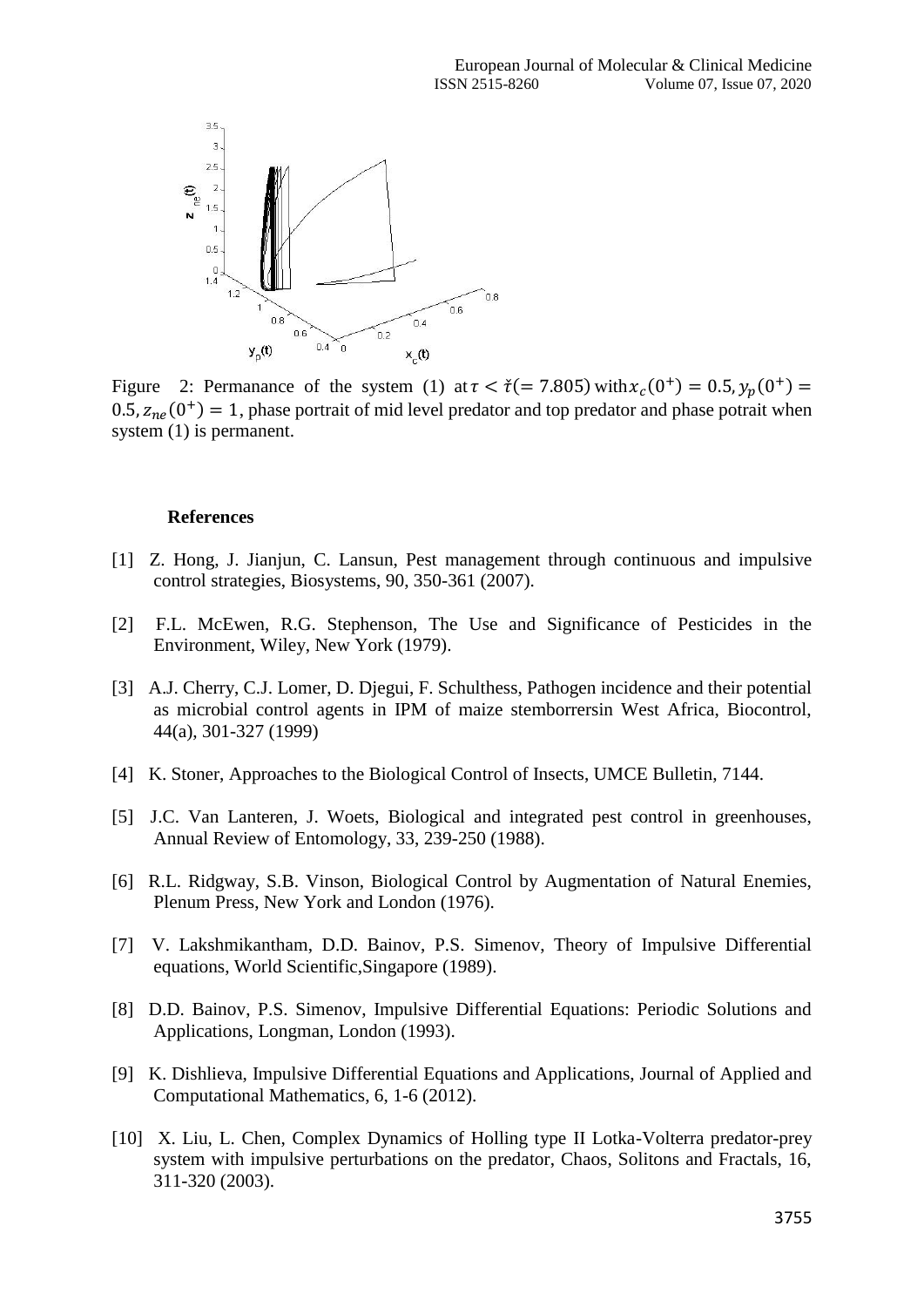Figure 2: Permanance of the system (1) at $\tau < \check{\tau}(= 7.805)$ with $x_c(0^+) = 0.5, y_p(0^+) = 0.5, z_{ne}(0^+) = 1$, phase portrait of mid level predator and top predator and phase potrait when system (1) is permanent.

## References

[1] Z. Hong, J. Jianjun, C. Lansun, Pest management through continuous and impulsive control strategies, Biosystems, 90, 350-361 (2007).

[2] F.L. McEwen, R.G. Stephenson, The Use and Significance of Pesticides in the Environment, Wiley, New York (1979).

[3] A.J. Cherry, C.J. Lomer, D. Djegui, F. Schulthess, Pathogen incidence and their potential as microbial control agents in IPM of maize stemborrersin West Africa, Biocontrol, 44(a), 301-327 (1999)

[4] K. Stoner, Approaches to the Biological Control of Insects, UMCE Bulletin, 7144.

[5] J.C. Van Lanteren, J. Woets, Biological and integrated pest control in greenhouses, Annual Review of Entomology, 33, 239-250 (1988).

[6] R.L. Ridgway, S.B. Vinson, Biological Control by Augmentation of Natural Enemies, Plenum Press, New York and London (1976).

[7] V. Lakshmikantham, D.D. Bainov, P.S. Simenov, Theory of Impulsive Differential equations, World Scientific,Singapore (1989).

[8] D.D. Bainov, P.S. Simenov, Impulsive Differential Equations: Periodic Solutions and Applications, Longman, London (1993).

[9] K. Dishlieva, Impulsive Differential Equations and Applications, Journal of Applied and Computational Mathematics, 6, 1-6 (2012).

[10] X. Liu, L. Chen, Complex Dynamics of Holling type II Lotka-Volterra predator-prey system with impulsive perturbations on the predator, Chaos, Solitons and Fractals, 16, 311-320 (2003).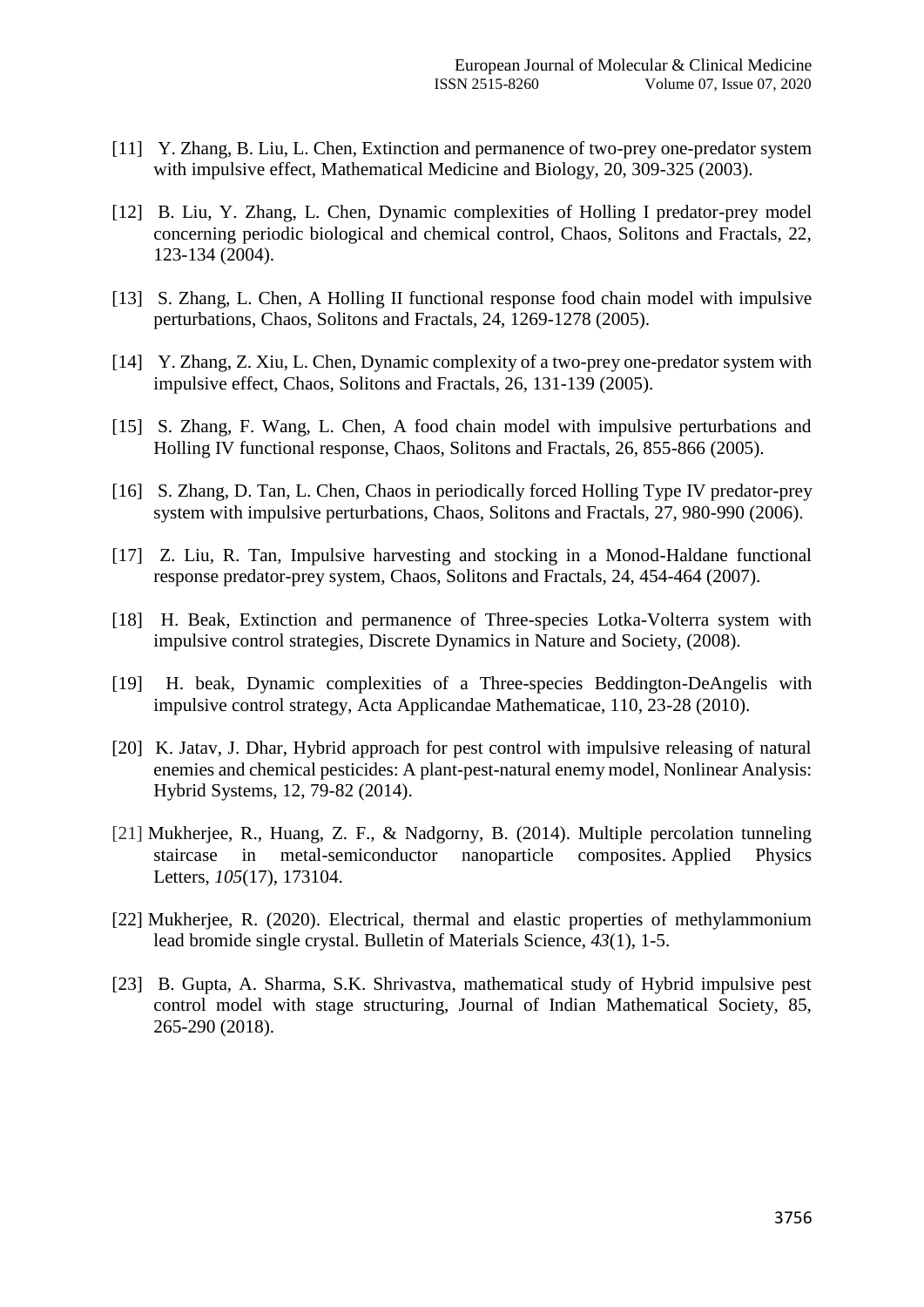[11] Y. Zhang, B. Liu, L. Chen, Extinction and permanence of two-prey one-predator system with impulsive effect, Mathematical Medicine and Biology, 20, 309-325 (2003).

[12] B. Liu, Y. Zhang, L. Chen, Dynamic complexities of Holling I predator-prey model concerning periodic biological and chemical control, Chaos, Solitons and Fractals, 22, 123-134 (2004).

[13] S. Zhang, L. Chen, A Holling II functional response food chain model with impulsive perturbations, Chaos, Solitons and Fractals, 24, 1269-1278 (2005).

[14] Y. Zhang, Z. Xiu, L. Chen, Dynamic complexity of a two-prey one-predator system with impulsive effect, Chaos, Solitons and Fractals, 26, 131-139 (2005).

[15] S. Zhang, F. Wang, L. Chen, A food chain model with impulsive perturbations and Holling IV functional response, Chaos, Solitons and Fractals, 26, 855-866 (2005).

[16] S. Zhang, D. Tan, L. Chen, Chaos in periodically forced Holling Type IV predator-prey system with impulsive perturbations, Chaos, Solitons and Fractals, 27, 980-990 (2006).

[17] Z. Liu, R. Tan, Impulsive harvesting and stocking in a Monod-Haldane functional response predator-prey system, Chaos, Solitons and Fractals, 24, 454-464 (2007).

[18] H. Beak, Extinction and permanence of Three-species Lotka-Volterra system with impulsive control strategies, Discrete Dynamics in Nature and Society, (2008).

[19] H. beak, Dynamic complexities of a Three-species Beddington-DeAngelis with impulsive control strategy, Acta Applicandae Mathematicae, 110, 23-28 (2010).

[20] K. Jatav, J. Dhar, Hybrid approach for pest control with impulsive releasing of natural enemies and chemical pesticides: A plant-pest-natural enemy model, Nonlinear Analysis: Hybrid Systems, 12, 79-82 (2014).

[21] Mukherjee, R., Huang, Z. F., & Nadgorny, B. (2014). Multiple percolation tunneling staircase in metal-semiconductor nanoparticle composites. Applied Physics Letters, *105*(17), 173104.

[22] Mukherjee, R. (2020). Electrical, thermal and elastic properties of methylammonium lead bromide single crystal. Bulletin of Materials Science, *43*(1), 1-5.

[23] B. Gupta, A. Sharma, S.K. Shrivastva, mathematical study of Hybrid impulsive pest control model with stage structuring, Journal of Indian Mathematical Society, 85, 265-290 (2018).